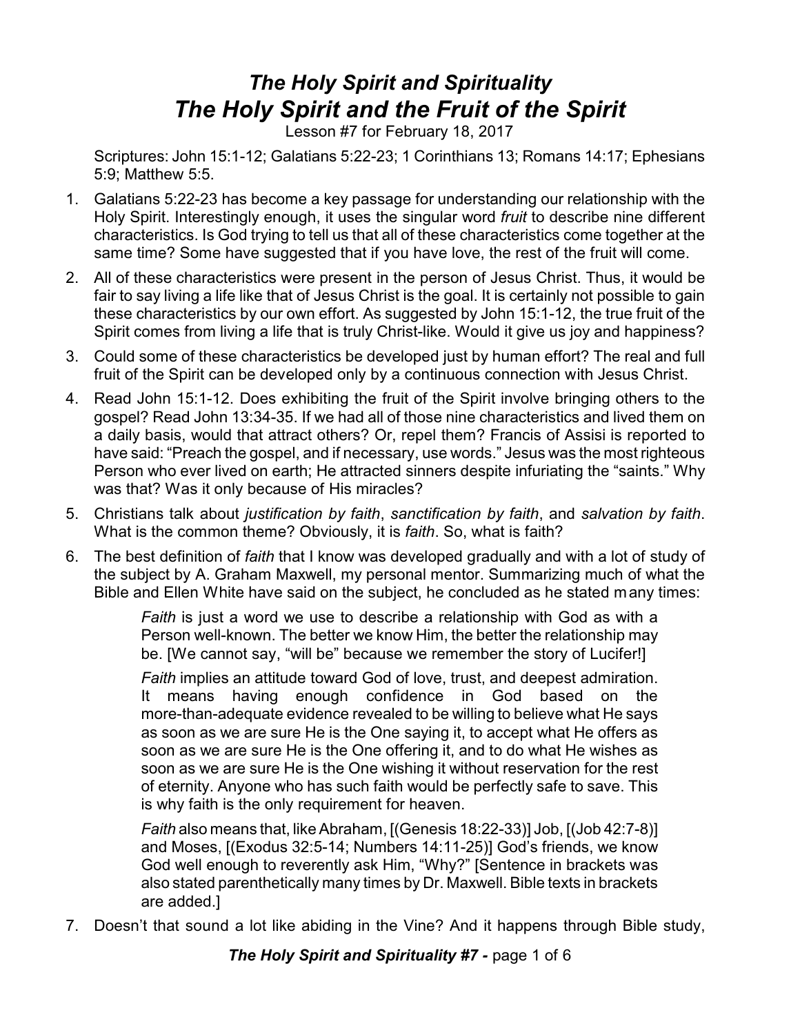# *The Holy Spirit and Spirituality*
# *The Holy Spirit and the Fruit of the Spirit*

Lesson #7 for February 18, 2017

Scriptures: John 15:1-12; Galatians 5:22-23; 1 Corinthians 13; Romans 14:17; Ephesians 5:9; Matthew 5:5.

1. Galatians 5:22-23 has become a key passage for understanding our relationship with the Holy Spirit. Interestingly enough, it uses the singular word *fruit* to describe nine different characteristics. Is God trying to tell us that all of these characteristics come together at the same time? Some have suggested that if you have love, the rest of the fruit will come.
2. All of these characteristics were present in the person of Jesus Christ. Thus, it would be fair to say living a life like that of Jesus Christ is the goal. It is certainly not possible to gain these characteristics by our own effort. As suggested by John 15:1-12, the true fruit of the Spirit comes from living a life that is truly Christ-like. Would it give us joy and happiness?
3. Could some of these characteristics be developed just by human effort? The real and full fruit of the Spirit can be developed only by a continuous connection with Jesus Christ.
4. Read John 15:1-12. Does exhibiting the fruit of the Spirit involve bringing others to the gospel? Read John 13:34-35. If we had all of those nine characteristics and lived them on a daily basis, would that attract others? Or, repel them? Francis of Assisi is reported to have said: "Preach the gospel, and if necessary, use words." Jesus was the most righteous Person who ever lived on earth; He attracted sinners despite infuriating the "saints." Why was that? Was it only because of His miracles?
5. Christians talk about *justification by faith*, *sanctification by faith*, and *salvation by faith*. What is the common theme? Obviously, it is *faith*. So, what is faith?
6. The best definition of *faith* that I know was developed gradually and with a lot of study of the subject by A. Graham Maxwell, my personal mentor. Summarizing much of what the Bible and Ellen White have said on the subject, he concluded as he stated many times:

   > *Faith* is just a word we use to describe a relationship with God as with a Person well-known. The better we know Him, the better the relationship may be. [We cannot say, "will be" because we remember the story of Lucifer!]
   >
   > *Faith* implies an attitude toward God of love, trust, and deepest admiration. It means having enough confidence in God based on the more-than-adequate evidence revealed to be willing to believe what He says as soon as we are sure He is the One saying it, to accept what He offers as soon as we are sure He is the One offering it, and to do what He wishes as soon as we are sure He is the One wishing it without reservation for the rest of eternity. Anyone who has such faith would be perfectly safe to save. This is why faith is the only requirement for heaven.
   >
   > *Faith* also means that, like Abraham, [(Genesis 18:22-33)] Job, [(Job 42:7-8)] and Moses, [(Exodus 32:5-14; Numbers 14:11-25)] God's friends, we know God well enough to reverently ask Him, "Why?" [Sentence in brackets was also stated parenthetically many times by Dr. Maxwell. Bible texts in brackets are added.]

7. Doesn't that sound a lot like abiding in the Vine? And it happens through Bible study,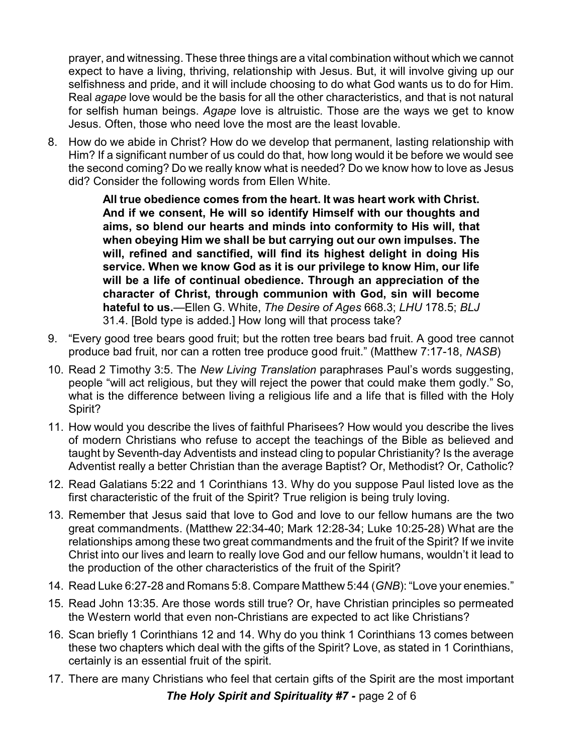prayer, and witnessing. These three things are a vital combination without which we cannot expect to have a living, thriving, relationship with Jesus. But, it will involve giving up our selfishness and pride, and it will include choosing to do what God wants us to do for Him. Real *agape* love would be the basis for all the other characteristics, and that is not natural for selfish human beings. *Agape* love is altruistic. Those are the ways we get to know Jesus. Often, those who need love the most are the least lovable.

8. How do we abide in Christ? How do we develop that permanent, lasting relationship with Him? If a significant number of us could do that, how long would it be before we would see the second coming? Do we really know what is needed? Do we know how to love as Jesus did? Consider the following words from Ellen White.

    > **All true obedience comes from the heart. It was heart work with Christ. And if we consent, He will so identify Himself with our thoughts and aims, so blend our hearts and minds into conformity to His will, that when obeying Him we shall be but carrying out our own impulses. The will, refined and sanctified, will find its highest delight in doing His service. When we know God as it is our privilege to know Him, our life will be a life of continual obedience. Through an appreciation of the character of Christ, through communion with God, sin will become hateful to us.**—Ellen G. White, *The Desire of Ages* 668.3; *LHU* 178.5; *BLJ* 31.4. [Bold type is added.] How long will that process take?

9. "Every good tree bears good fruit; but the rotten tree bears bad fruit. A good tree cannot produce bad fruit, nor can a rotten tree produce good fruit." (Matthew 7:17-18, *NASB*)

10. Read 2 Timothy 3:5. The *New Living Translation* paraphrases Paul's words suggesting, people "will act religious, but they will reject the power that could make them godly." So, what is the difference between living a religious life and a life that is filled with the Holy Spirit?

11. How would you describe the lives of faithful Pharisees? How would you describe the lives of modern Christians who refuse to accept the teachings of the Bible as believed and taught by Seventh-day Adventists and instead cling to popular Christianity? Is the average Adventist really a better Christian than the average Baptist? Or, Methodist? Or, Catholic?

12. Read Galatians 5:22 and 1 Corinthians 13. Why do you suppose Paul listed love as the first characteristic of the fruit of the Spirit? True religion is being truly loving.

13. Remember that Jesus said that love to God and love to our fellow humans are the two great commandments. (Matthew 22:34-40; Mark 12:28-34; Luke 10:25-28) What are the relationships among these two great commandments and the fruit of the Spirit? If we invite Christ into our lives and learn to really love God and our fellow humans, wouldn't it lead to the production of the other characteristics of the fruit of the Spirit?

14. Read Luke 6:27-28 and Romans 5:8. Compare Matthew 5:44 (*GNB*): "Love your enemies."

15. Read John 13:35. Are those words still true? Or, have Christian principles so permeated the Western world that even non-Christians are expected to act like Christians?

16. Scan briefly 1 Corinthians 12 and 14. Why do you think 1 Corinthians 13 comes between these two chapters which deal with the gifts of the Spirit? Love, as stated in 1 Corinthians, certainly is an essential fruit of the spirit.

17. There are many Christians who feel that certain gifts of the Spirit are the most important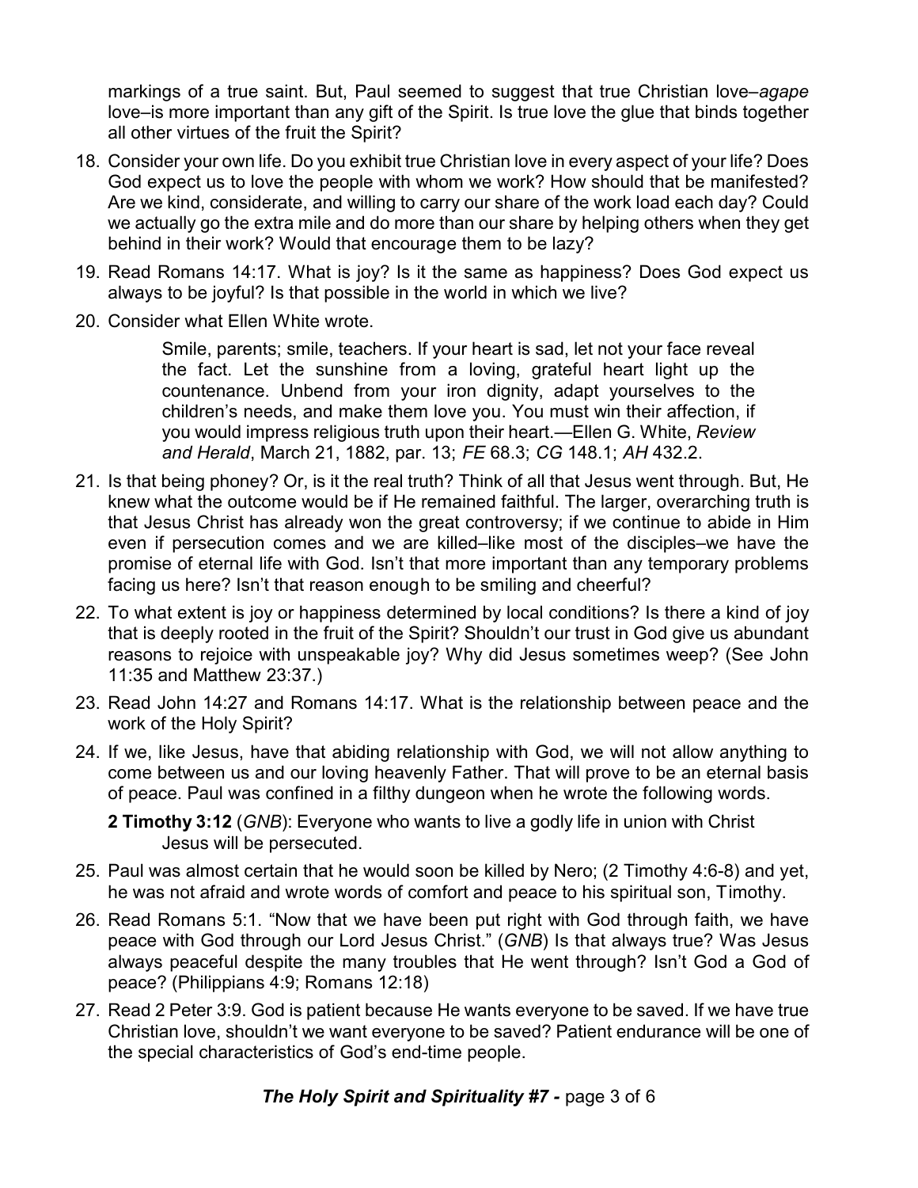markings of a true saint. But, Paul seemed to suggest that true Christian love–*agape* love–is more important than any gift of the Spirit. Is true love the glue that binds together all other virtues of the fruit the Spirit?

18. Consider your own life. Do you exhibit true Christian love in every aspect of your life? Does God expect us to love the people with whom we work? How should that be manifested? Are we kind, considerate, and willing to carry our share of the work load each day? Could we actually go the extra mile and do more than our share by helping others when they get behind in their work? Would that encourage them to be lazy?

19. Read Romans 14:17. What is joy? Is it the same as happiness? Does God expect us always to be joyful? Is that possible in the world in which we live?

20. Consider what Ellen White wrote.

    > Smile, parents; smile, teachers. If your heart is sad, let not your face reveal the fact. Let the sunshine from a loving, grateful heart light up the countenance. Unbend from your iron dignity, adapt yourselves to the children's needs, and make them love you. You must win their affection, if you would impress religious truth upon their heart.—Ellen G. White, *Review and Herald*, March 21, 1882, par. 13; *FE* 68.3; *CG* 148.1; *AH* 432.2.

21. Is that being phoney? Or, is it the real truth? Think of all that Jesus went through. But, He knew what the outcome would be if He remained faithful. The larger, overarching truth is that Jesus Christ has already won the great controversy; if we continue to abide in Him even if persecution comes and we are killed–like most of the disciples–we have the promise of eternal life with God. Isn't that more important than any temporary problems facing us here? Isn't that reason enough to be smiling and cheerful?

22. To what extent is joy or happiness determined by local conditions? Is there a kind of joy that is deeply rooted in the fruit of the Spirit? Shouldn't our trust in God give us abundant reasons to rejoice with unspeakable joy? Why did Jesus sometimes weep? (See John 11:35 and Matthew 23:37.)

23. Read John 14:27 and Romans 14:17. What is the relationship between peace and the work of the Holy Spirit?

24. If we, like Jesus, have that abiding relationship with God, we will not allow anything to come between us and our loving heavenly Father. That will prove to be an eternal basis of peace. Paul was confined in a filthy dungeon when he wrote the following words.

    **2 Timothy 3:12** (*GNB*): Everyone who wants to live a godly life in union with Christ Jesus will be persecuted.

25. Paul was almost certain that he would soon be killed by Nero; (2 Timothy 4:6-8) and yet, he was not afraid and wrote words of comfort and peace to his spiritual son, Timothy.

26. Read Romans 5:1. "Now that we have been put right with God through faith, we have peace with God through our Lord Jesus Christ." (*GNB*) Is that always true? Was Jesus always peaceful despite the many troubles that He went through? Isn't God a God of peace? (Philippians 4:9; Romans 12:18)

27. Read 2 Peter 3:9. God is patient because He wants everyone to be saved. If we have true Christian love, shouldn't we want everyone to be saved? Patient endurance will be one of the special characteristics of God's end-time people.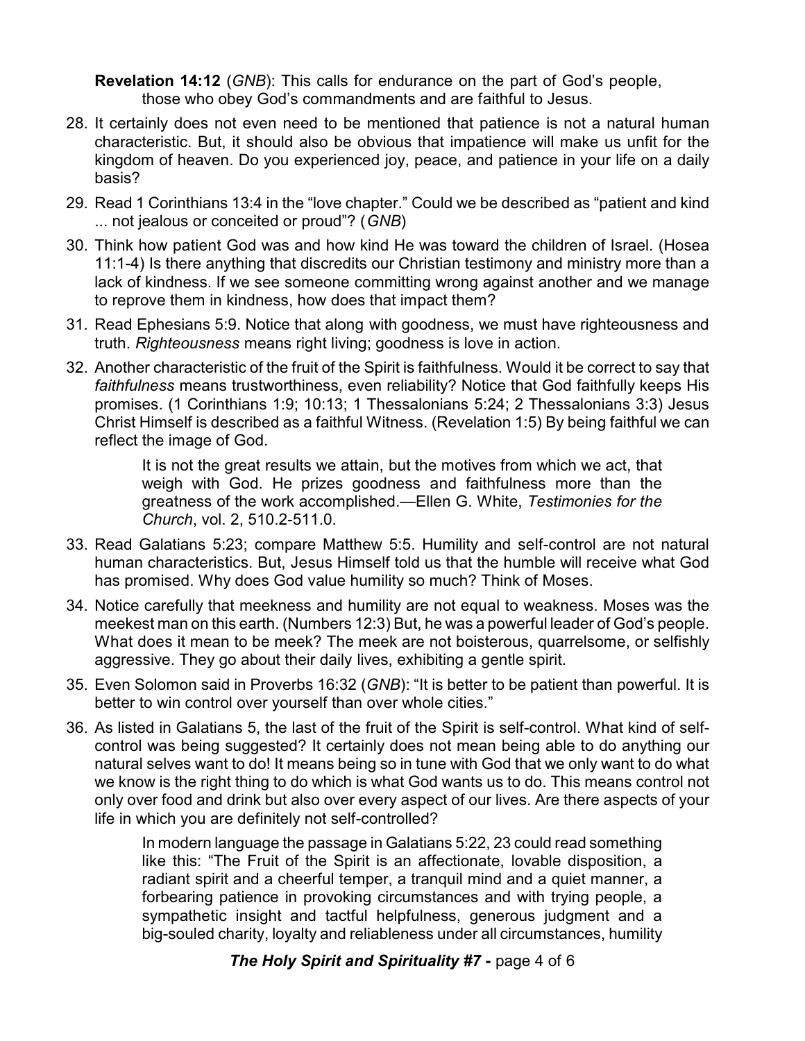**Revelation 14:12** (*GNB*): This calls for endurance on the part of God's people, those who obey God's commandments and are faithful to Jesus.

28. It certainly does not even need to be mentioned that patience is not a natural human characteristic. But, it should also be obvious that impatience will make us unfit for the kingdom of heaven. Do you experienced joy, peace, and patience in your life on a daily basis?

29. Read 1 Corinthians 13:4 in the "love chapter." Could we be described as "patient and kind ... not jealous or conceited or proud"? (*GNB*)

30. Think how patient God was and how kind He was toward the children of Israel. (Hosea 11:1-4) Is there anything that discredits our Christian testimony and ministry more than a lack of kindness. If we see someone committing wrong against another and we manage to reprove them in kindness, how does that impact them?

31. Read Ephesians 5:9. Notice that along with goodness, we must have righteousness and truth. *Righteousness* means right living; goodness is love in action.

32. Another characteristic of the fruit of the Spirit is faithfulness. Would it be correct to say that *faithfulness* means trustworthiness, even reliability? Notice that God faithfully keeps His promises. (1 Corinthians 1:9; 10:13; 1 Thessalonians 5:24; 2 Thessalonians 3:3) Jesus Christ Himself is described as a faithful Witness. (Revelation 1:5) By being faithful we can reflect the image of God.

    > It is not the great results we attain, but the motives from which we act, that weigh with God. He prizes goodness and faithfulness more than the greatness of the work accomplished.—Ellen G. White, *Testimonies for the Church*, vol. 2, 510.2-511.0.

33. Read Galatians 5:23; compare Matthew 5:5. Humility and self-control are not natural human characteristics. But, Jesus Himself told us that the humble will receive what God has promised. Why does God value humility so much? Think of Moses.

34. Notice carefully that meekness and humility are not equal to weakness. Moses was the meekest man on this earth. (Numbers 12:3) But, he was a powerful leader of God's people. What does it mean to be meek? The meek are not boisterous, quarrelsome, or selfishly aggressive. They go about their daily lives, exhibiting a gentle spirit.

35. Even Solomon said in Proverbs 16:32 (*GNB*): "It is better to be patient than powerful. It is better to win control over yourself than over whole cities."

36. As listed in Galatians 5, the last of the fruit of the Spirit is self-control. What kind of self-control was being suggested? It certainly does not mean being able to do anything our natural selves want to do! It means being so in tune with God that we only want to do what we know is the right thing to do which is what God wants us to do. This means control not only over food and drink but also over every aspect of our lives. Are there aspects of your life in which you are definitely not self-controlled?

    > In modern language the passage in Galatians 5:22, 23 could read something like this: "The Fruit of the Spirit is an affectionate, lovable disposition, a radiant spirit and a cheerful temper, a tranquil mind and a quiet manner, a forbearing patience in provoking circumstances and with trying people, a sympathetic insight and tactful helpfulness, generous judgment and a big-souled charity, loyalty and reliableness under all circumstances, humility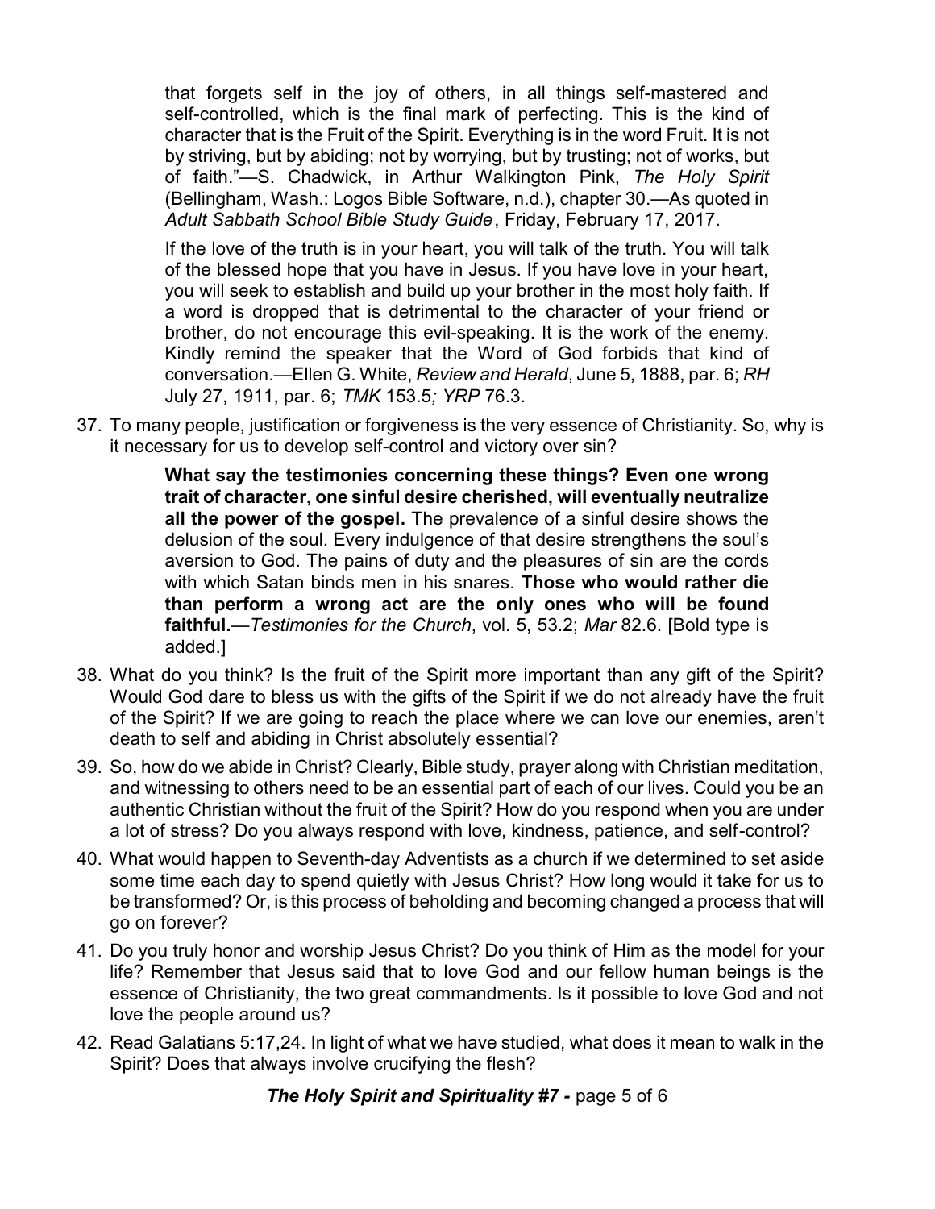> that forgets self in the joy of others, in all things self-mastered and self-controlled, which is the final mark of perfecting. This is the kind of character that is the Fruit of the Spirit. Everything is in the word Fruit. It is not by striving, but by abiding; not by worrying, but by trusting; not of works, but of faith."—S. Chadwick, in Arthur Walkington Pink, *The Holy Spirit* (Bellingham, Wash.: Logos Bible Software, n.d.), chapter 30.—As quoted in *Adult Sabbath School Bible Study Guide*, Friday, February 17, 2017.

> If the love of the truth is in your heart, you will talk of the truth. You will talk of the blessed hope that you have in Jesus. If you have love in your heart, you will seek to establish and build up your brother in the most holy faith. If a word is dropped that is detrimental to the character of your friend or brother, do not encourage this evil-speaking. It is the work of the enemy. Kindly remind the speaker that the Word of God forbids that kind of conversation.—Ellen G. White, *Review and Herald*, June 5, 1888, par. 6; *RH* July 27, 1911, par. 6; *TMK* 153.5; *YRP* 76.3.

37. To many people, justification or forgiveness is the very essence of Christianity. So, why is it necessary for us to develop self-control and victory over sin?

> **What say the testimonies concerning these things? Even one wrong trait of character, one sinful desire cherished, will eventually neutralize all the power of the gospel.** The prevalence of a sinful desire shows the delusion of the soul. Every indulgence of that desire strengthens the soul's aversion to God. The pains of duty and the pleasures of sin are the cords with which Satan binds men in his snares. **Those who would rather die than perform a wrong act are the only ones who will be found faithful.**—*Testimonies for the Church*, vol. 5, 53.2; *Mar* 82.6. [Bold type is added.]

38. What do you think? Is the fruit of the Spirit more important than any gift of the Spirit? Would God dare to bless us with the gifts of the Spirit if we do not already have the fruit of the Spirit? If we are going to reach the place where we can love our enemies, aren't death to self and abiding in Christ absolutely essential?

39. So, how do we abide in Christ? Clearly, Bible study, prayer along with Christian meditation, and witnessing to others need to be an essential part of each of our lives. Could you be an authentic Christian without the fruit of the Spirit? How do you respond when you are under a lot of stress? Do you always respond with love, kindness, patience, and self-control?

40. What would happen to Seventh-day Adventists as a church if we determined to set aside some time each day to spend quietly with Jesus Christ? How long would it take for us to be transformed? Or, is this process of beholding and becoming changed a process that will go on forever?

41. Do you truly honor and worship Jesus Christ? Do you think of Him as the model for your life? Remember that Jesus said that to love God and our fellow human beings is the essence of Christianity, the two great commandments. Is it possible to love God and not love the people around us?

42. Read Galatians 5:17,24. In light of what we have studied, what does it mean to walk in the Spirit? Does that always involve crucifying the flesh?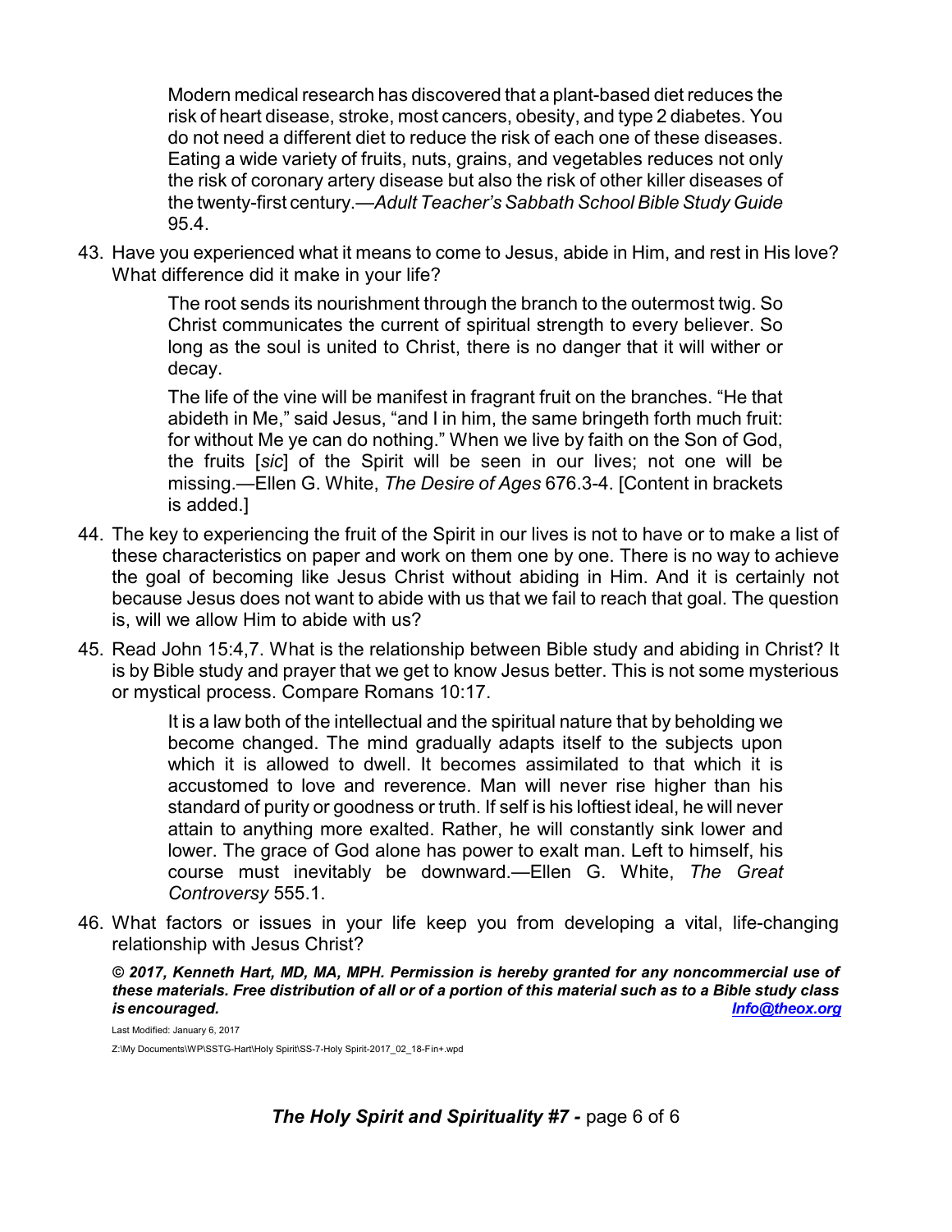> Modern medical research has discovered that a plant-based diet reduces the risk of heart disease, stroke, most cancers, obesity, and type 2 diabetes. You do not need a different diet to reduce the risk of each one of these diseases. Eating a wide variety of fruits, nuts, grains, and vegetables reduces not only the risk of coronary artery disease but also the risk of other killer diseases of the twenty-first century.—*Adult Teacher's Sabbath School Bible Study Guide* 95.4.

43. Have you experienced what it means to come to Jesus, abide in Him, and rest in His love? What difference did it make in your life?

> The root sends its nourishment through the branch to the outermost twig. So Christ communicates the current of spiritual strength to every believer. So long as the soul is united to Christ, there is no danger that it will wither or decay.
>
> The life of the vine will be manifest in fragrant fruit on the branches. "He that abideth in Me," said Jesus, "and I in him, the same bringeth forth much fruit: for without Me ye can do nothing." When we live by faith on the Son of God, the fruits [*sic*] of the Spirit will be seen in our lives; not one will be missing.—Ellen G. White, *The Desire of Ages* 676.3-4. [Content in brackets is added.]

44. The key to experiencing the fruit of the Spirit in our lives is not to have or to make a list of these characteristics on paper and work on them one by one. There is no way to achieve the goal of becoming like Jesus Christ without abiding in Him. And it is certainly not because Jesus does not want to abide with us that we fail to reach that goal. The question is, will we allow Him to abide with us?

45. Read John 15:4,7. What is the relationship between Bible study and abiding in Christ? It is by Bible study and prayer that we get to know Jesus better. This is not some mysterious or mystical process. Compare Romans 10:17.

> It is a law both of the intellectual and the spiritual nature that by beholding we become changed. The mind gradually adapts itself to the subjects upon which it is allowed to dwell. It becomes assimilated to that which it is accustomed to love and reverence. Man will never rise higher than his standard of purity or goodness or truth. If self is his loftiest ideal, he will never attain to anything more exalted. Rather, he will constantly sink lower and lower. The grace of God alone has power to exalt man. Left to himself, his course must inevitably be downward.—Ellen G. White, *The Great Controversy* 555.1.

46. What factors or issues in your life keep you from developing a vital, life-changing relationship with Jesus Christ?

***© 2017, Kenneth Hart, MD, MA, MPH. Permission is hereby granted for any noncommercial use of these materials. Free distribution of all or of a portion of this material such as to a Bible study class is encouraged.*** ***Info@theox.org***

Last Modified: January 6, 2017

Z:\My Documents\WP\SSTG-Hart\Holy Spirit\SS-7-Holy Spirit-2017_02_18-Fin+.wpd